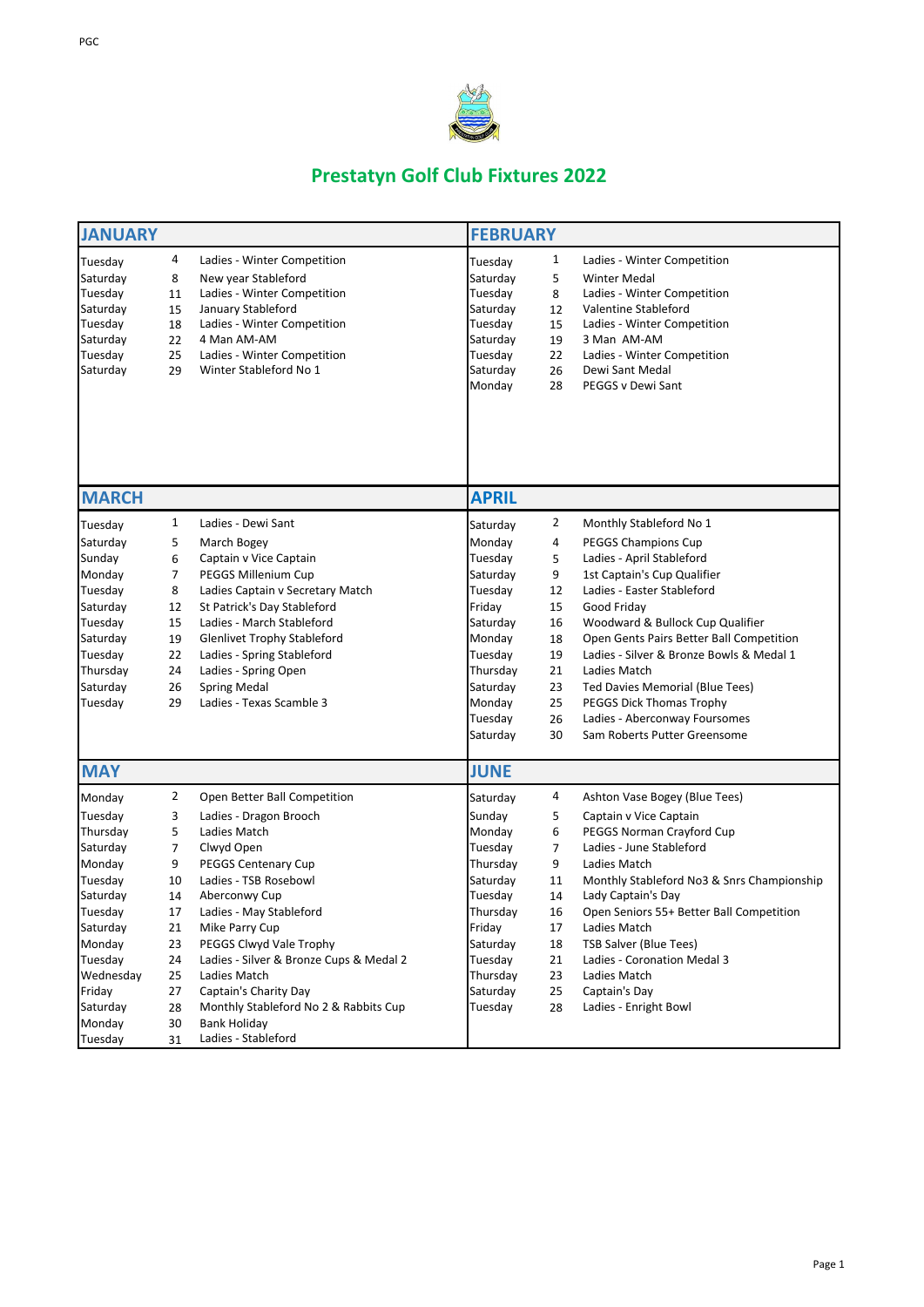# Prestatyn Golf Club Fixtures 2022

## JANUARY

| Day | Date | Event |
|---|---|---|
| Tuesday | 4 | Ladies - Winter Competition |
| Saturday | 8 | New year Stableford |
| Tuesday | 11 | Ladies - Winter Competition |
| Saturday | 15 | January Stableford |
| Tuesday | 18 | Ladies - Winter Competition |
| Saturday | 22 | 4 Man AM-AM |
| Tuesday | 25 | Ladies - Winter Competition |
| Saturday | 29 | Winter Stableford No 1 |

## FEBRUARY

| Day | Date | Event |
|---|---|---|
| Tuesday | 1 | Ladies - Winter Competition |
| Saturday | 5 | Winter Medal |
| Tuesday | 8 | Ladies - Winter Competition |
| Saturday | 12 | Valentine Stableford |
| Tuesday | 15 | Ladies - Winter Competition |
| Saturday | 19 | 3 Man AM-AM |
| Tuesday | 22 | Ladies - Winter Competition |
| Saturday | 26 | Dewi Sant Medal |
| Monday | 28 | PEGGS v Dewi Sant |

## MARCH

| Day | Date | Event |
|---|---|---|
| Tuesday | 1 | Ladies - Dewi Sant |
| Saturday | 5 | March Bogey |
| Sunday | 6 | Captain v Vice Captain |
| Monday | 7 | PEGGS Millenium Cup |
| Tuesday | 8 | Ladies Captain v Secretary Match |
| Saturday | 12 | St Patrick's Day Stableford |
| Tuesday | 15 | Ladies - March Stableford |
| Saturday | 19 | Glenlivet Trophy Stableford |
| Tuesday | 22 | Ladies - Spring Stableford |
| Thursday | 24 | Ladies - Spring Open |
| Saturday | 26 | Spring Medal |
| Tuesday | 29 | Ladies - Texas Scamble 3 |

## APRIL

| Day | Date | Event |
|---|---|---|
| Saturday | 2 | Monthly Stableford No 1 |
| Monday | 4 | PEGGS Champions Cup |
| Tuesday | 5 | Ladies - April Stableford |
| Saturday | 9 | 1st Captain's Cup Qualifier |
| Tuesday | 12 | Ladies - Easter Stableford |
| Friday | 15 | Good Friday |
| Saturday | 16 | Woodward & Bullock Cup Qualifier |
| Monday | 18 | Open Gents Pairs Better Ball Competition |
| Tuesday | 19 | Ladies - Silver & Bronze Bowls & Medal 1 |
| Thursday | 21 | Ladies Match |
| Saturday | 23 | Ted Davies Memorial (Blue Tees) |
| Monday | 25 | PEGGS Dick Thomas Trophy |
| Tuesday | 26 | Ladies - Aberconway Foursomes |
| Saturday | 30 | Sam Roberts Putter Greensome |

## MAY

| Day | Date | Event |
|---|---|---|
| Monday | 2 | Open Better Ball Competition |
| Tuesday | 3 | Ladies - Dragon Brooch |
| Thursday | 5 | Ladies Match |
| Saturday | 7 | Clwyd Open |
| Monday | 9 | PEGGS Centenary Cup |
| Tuesday | 10 | Ladies - TSB Rosebowl |
| Saturday | 14 | Aberconwy Cup |
| Tuesday | 17 | Ladies - May Stableford |
| Saturday | 21 | Mike Parry Cup |
| Monday | 23 | PEGGS Clwyd Vale Trophy |
| Tuesday | 24 | Ladies - Silver & Bronze Cups & Medal 2 |
| Wednesday | 25 | Ladies Match |
| Friday | 27 | Captain's Charity Day |
| Saturday | 28 | Monthly Stableford No 2 & Rabbits Cup |
| Monday | 30 | Bank Holiday |
| Tuesday | 31 | Ladies - Stableford |

## JUNE

| Day | Date | Event |
|---|---|---|
| Saturday | 4 | Ashton Vase Bogey (Blue Tees) |
| Sunday | 5 | Captain v Vice Captain |
| Monday | 6 | PEGGS Norman Crayford Cup |
| Tuesday | 7 | Ladies - June Stableford |
| Thursday | 9 | Ladies Match |
| Saturday | 11 | Monthly Stableford No3 & Snrs Championship |
| Tuesday | 14 | Lady Captain's Day |
| Thursday | 16 | Open Seniors 55+ Better Ball Competition |
| Friday | 17 | Ladies Match |
| Saturday | 18 | TSB Salver (Blue Tees) |
| Tuesday | 21 | Ladies - Coronation Medal 3 |
| Thursday | 23 | Ladies Match |
| Saturday | 25 | Captain's Day |
| Tuesday | 28 | Ladies - Enright Bowl |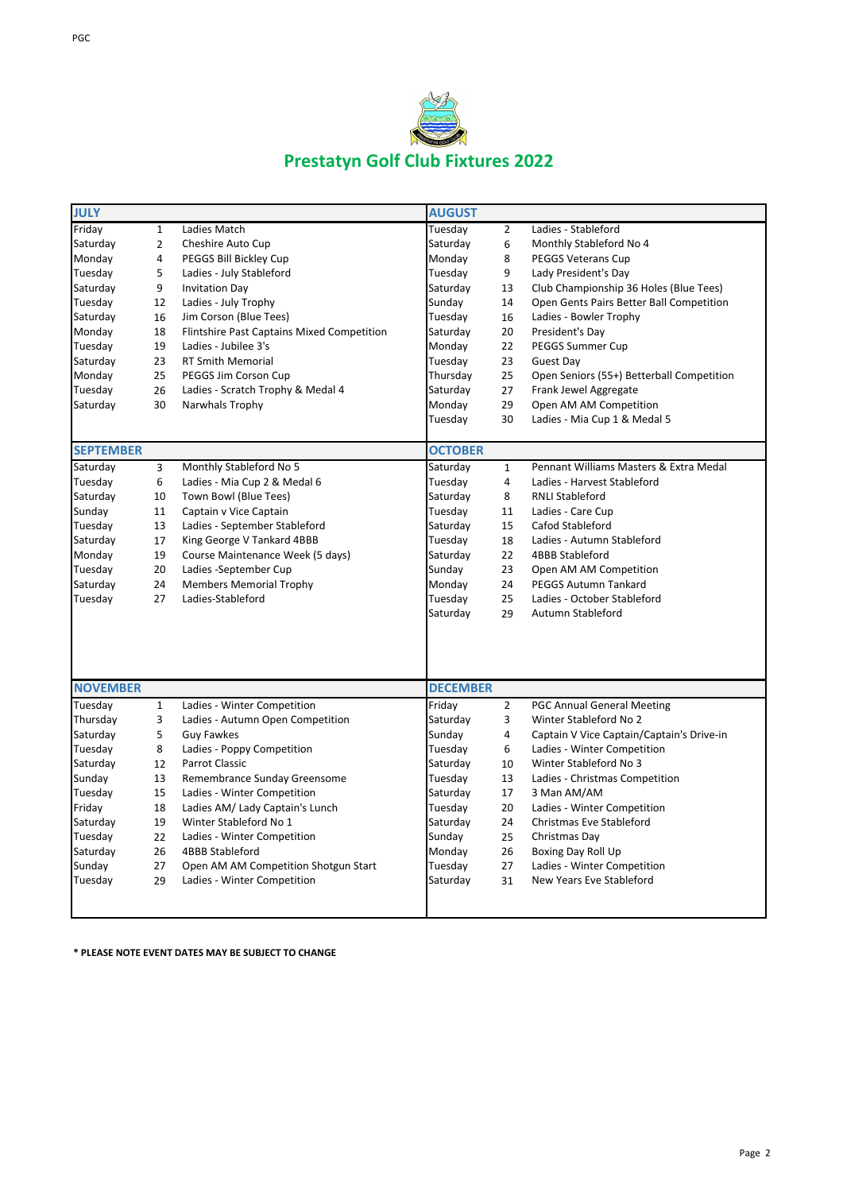# Prestatyn Golf Club Fixtures 2022

| JULY | | | AUGUST | | |
|---|---|---|---|---|---|
| Friday | 1 | Ladies Match | Tuesday | 2 | Ladies - Stableford |
| Saturday | 2 | Cheshire Auto Cup | Saturday | 6 | Monthly Stableford No 4 |
| Monday | 4 | PEGGS Bill Bickley Cup | Monday | 8 | PEGGS Veterans Cup |
| Tuesday | 5 | Ladies - July Stableford | Tuesday | 9 | Lady President's Day |
| Saturday | 9 | Invitation Day | Saturday | 13 | Club Championship 36 Holes (Blue Tees) |
| Tuesday | 12 | Ladies - July Trophy | Sunday | 14 | Open Gents Pairs Better Ball Competition |
| Saturday | 16 | Jim Corson (Blue Tees) | Tuesday | 16 | Ladies - Bowler Trophy |
| Monday | 18 | Flintshire Past Captains Mixed Competition | Saturday | 20 | President's Day |
| Tuesday | 19 | Ladies - Jubilee 3's | Monday | 22 | PEGGS Summer Cup |
| Saturday | 23 | RT Smith Memorial | Tuesday | 23 | Guest Day |
| Monday | 25 | PEGGS Jim Corson Cup | Thursday | 25 | Open Seniors (55+) Betterball Competition |
| Tuesday | 26 | Ladies - Scratch Trophy & Medal 4 | Saturday | 27 | Frank Jewel Aggregate |
| Saturday | 30 | Narwhals Trophy | Monday | 29 | Open AM AM Competition |
| | | | Tuesday | 30 | Ladies - Mia Cup 1 & Medal 5 |

| SEPTEMBER | | | OCTOBER | | |
|---|---|---|---|---|---|
| Saturday | 3 | Monthly Stableford No 5 | Saturday | 1 | Pennant Williams Masters & Extra Medal |
| Tuesday | 6 | Ladies - Mia Cup 2 & Medal 6 | Tuesday | 4 | Ladies - Harvest Stableford |
| Saturday | 10 | Town Bowl (Blue Tees) | Saturday | 8 | RNLI Stableford |
| Sunday | 11 | Captain v Vice Captain | Tuesday | 11 | Ladies - Care Cup |
| Tuesday | 13 | Ladies - September Stableford | Saturday | 15 | Cafod Stableford |
| Saturday | 17 | King George V Tankard 4BBB | Tuesday | 18 | Ladies - Autumn Stableford |
| Monday | 19 | Course Maintenance Week (5 days) | Saturday | 22 | 4BBB Stableford |
| Tuesday | 20 | Ladies -September Cup | Sunday | 23 | Open AM AM Competition |
| Saturday | 24 | Members Memorial Trophy | Monday | 24 | PEGGS Autumn Tankard |
| Tuesday | 27 | Ladies-Stableford | Tuesday | 25 | Ladies - October Stableford |
| | | | Saturday | 29 | Autumn Stableford |

| NOVEMBER | | | DECEMBER | | |
|---|---|---|---|---|---|
| Tuesday | 1 | Ladies - Winter Competition | Friday | 2 | PGC Annual General Meeting |
| Thursday | 3 | Ladies - Autumn Open Competition | Saturday | 3 | Winter Stableford No 2 |
| Saturday | 5 | Guy Fawkes | Sunday | 4 | Captain V Vice Captain/Captain's Drive-in |
| Tuesday | 8 | Ladies - Poppy Competition | Tuesday | 6 | Ladies - Winter Competition |
| Saturday | 12 | Parrot Classic | Saturday | 10 | Winter Stableford No 3 |
| Sunday | 13 | Remembrance Sunday Greensome | Tuesday | 13 | Ladies - Christmas Competition |
| Tuesday | 15 | Ladies - Winter Competition | Saturday | 17 | 3 Man AM/AM |
| Friday | 18 | Ladies AM/ Lady Captain's Lunch | Tuesday | 20 | Ladies - Winter Competition |
| Saturday | 19 | Winter Stableford No 1 | Saturday | 24 | Christmas Eve Stableford |
| Tuesday | 22 | Ladies - Winter Competition | Sunday | 25 | Christmas Day |
| Saturday | 26 | 4BBB Stableford | Monday | 26 | Boxing Day Roll Up |
| Sunday | 27 | Open AM AM Competition Shotgun Start | Tuesday | 27 | Ladies - Winter Competition |
| Tuesday | 29 | Ladies - Winter Competition | Saturday | 31 | New Years Eve Stableford |

**\* PLEASE NOTE EVENT DATES MAY BE SUBJECT TO CHANGE**